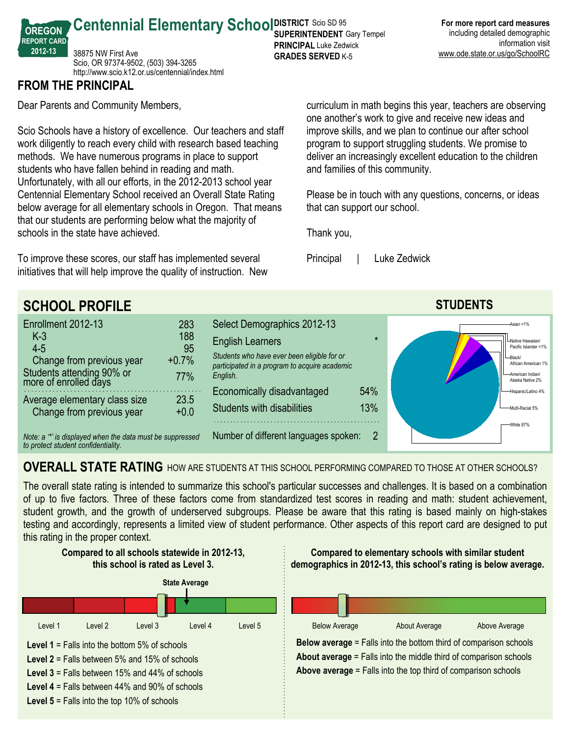# Centennial Elementary School

OREGON REPORT CARD 2012-13

38875 NW First Ave
Scio, OR 97374-9502, (503) 394-3265
http://www.scio.k12.or.us/centennial/index.html

**DISTRICT** Scio SD 95
**SUPERINTENDENT** Gary Tempel
**PRINCIPAL** Luke Zedwick
**GRADES SERVED** K-5

**For more report card measures** including detailed demographic information visit www.ode.state.or.us/go/SchoolRC

## FROM THE PRINCIPAL

Dear Parents and Community Members,

Scio Schools have a history of excellence. Our teachers and staff work diligently to reach every child with research based teaching methods. We have numerous programs in place to support students who have fallen behind in reading and math. Unfortunately, with all our efforts, in the 2012-2013 school year Centennial Elementary School received an Overall State Rating below average for all elementary schools in Oregon. That means that our students are performing below what the majority of schools in the state have achieved.

To improve these scores, our staff has implemented several initiatives that will help improve the quality of instruction. New curriculum in math begins this year, teachers are observing one another's work to give and receive new ideas and improve skills, and we plan to continue our after school program to support struggling students. We promise to deliver an increasingly excellent education to the children and families of this community.

Please be in touch with any questions, concerns, or ideas that can support our school.

Thank you,

Principal | Luke Zedwick

## SCHOOL PROFILE

| Enrollment 2012-13 | 283 |
|---|---|
| K-3 | 188 |
| 4-5 | 95 |
| Change from previous year | +0.7% |
| Students attending 90% or more of enrolled days | 77% |
| Average elementary class size | 23.5 |
| Change from previous year | +0.0 |

*Note: a '*' is displayed when the data must be suppressed to protect student confidentiality.*

| Select Demographics 2012-13 | |
|---|---|
| English Learners | * |
| *Students who have ever been eligible for or participated in a program to acquire academic English.* | |
| Economically disadvantaged | 54% |
| Students with disabilities | 13% |
| Number of different languages spoken: | 2 |

### STUDENTS

- Asian <1%
- Native Hawaiian/Pacific Islander <1%
- Black/African American 1%
- American Indian/Alaska Native 2%
- Hispanic/Latino 4%
- Multi-Racial 5%
- White 87%

## OVERALL STATE RATING

HOW ARE STUDENTS AT THIS SCHOOL PERFORMING COMPARED TO THOSE AT OTHER SCHOOLS?

The overall state rating is intended to summarize this school's particular successes and challenges. It is based on a combination of up to five factors. Three of these factors come from standardized test scores in reading and math: student achievement, student growth, and the growth of underserved subgroups. Please be aware that this rating is based mainly on high-stakes testing and accordingly, represents a limited view of student performance. Other aspects of this report card are designed to put this rating in the proper context.

**Compared to all schools statewide in 2012-13, this school is rated as Level 3.**

State Average

Level 1 | Level 2 | Level 3 | Level 4 | Level 5

**Level 1** = Falls into the bottom 5% of schools
**Level 2** = Falls between 5% and 15% of schools
**Level 3** = Falls between 15% and 44% of schools
**Level 4** = Falls between 44% and 90% of schools
**Level 5** = Falls into the top 10% of schools

**Compared to elementary schools with similar student demographics in 2012-13, this school's rating is below average.**

Below Average | About Average | Above Average

**Below average** = Falls into the bottom third of comparison schools
**About average** = Falls into the middle third of comparison schools
**Above average** = Falls into the top third of comparison schools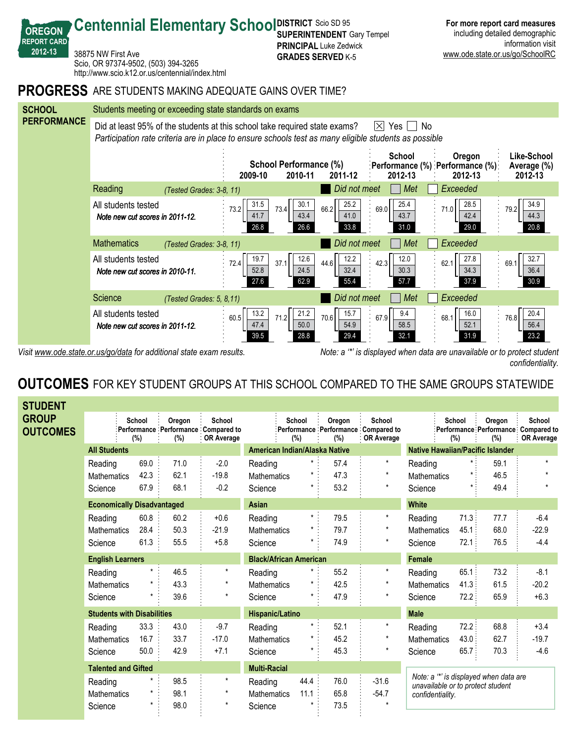# Centennial Elementary School

OREGON REPORT CARD 2012-13

38875 NW First Ave
Scio, OR 97374-9502, (503) 394-3265
http://www.scio.k12.or.us/centennial/index.html

**DISTRICT** Scio SD 95
**SUPERINTENDENT** Gary Tempel
**PRINCIPAL** Luke Zedwick
**GRADES SERVED** K-5

**For more report card measures** including detailed demographic information visit www.ode.state.or.us/go/SchoolRC

## PROGRESS ARE STUDENTS MAKING ADEQUATE GAINS OVER TIME?

### SCHOOL PERFORMANCE

Students meeting or exceeding state standards on exams

Did at least 95% of the students at this school take required state exams? ☒ Yes ☐ No

*Participation rate criteria are in place to ensure schools test as many eligible students as possible*

Legend: Did not meet / Met / Exceeded

| | School Performance (%) 2009-10 | School Performance (%) 2010-11 | School Performance (%) 2011-12 | School Performance (%) 2012-13 | Oregon Performance (%) 2012-13 | Like-School Average (%) 2012-13 |
|---|---|---|---|---|---|---|
| **Reading** *(Tested Grades: 3-8, 11)* | | | | | | |
| All students tested *Note new cut scores in 2011-12.* — Total | 73.2 | 73.4 | 66.2 | 69.0 | 71.0 | 79.2 |
| Exceeded | 31.5 | 30.1 | 25.2 | 25.4 | 28.5 | 34.9 |
| Met | 41.7 | 43.4 | 41.0 | 43.7 | 42.4 | 44.3 |
| Did not meet | 26.8 | 26.6 | 33.8 | 31.0 | 29.0 | 20.8 |
| **Mathematics** *(Tested Grades: 3-8, 11)* | | | | | | |
| All students tested *Note new cut scores in 2010-11.* — Total | 72.4 | 37.1 | 44.6 | 42.3 | 62.1 | 69.1 |
| Exceeded | 19.7 | 12.6 | 12.2 | 12.0 | 27.8 | 32.7 |
| Met | 52.8 | 24.5 | 32.4 | 30.3 | 34.3 | 36.4 |
| Did not meet | 27.6 | 62.9 | 55.4 | 57.7 | 37.9 | 30.9 |
| **Science** *(Tested Grades: 5, 8,11)* | | | | | | |
| All students tested *Note new cut scores in 2011-12.* — Total | 60.5 | 71.2 | 70.6 | 67.9 | 68.1 | 76.8 |
| Exceeded | 13.2 | 21.2 | 15.7 | 9.4 | 16.0 | 20.4 |
| Met | 47.4 | 50.0 | 54.9 | 58.5 | 52.1 | 56.4 |
| Did not meet | 39.5 | 28.8 | 29.4 | 32.1 | 31.9 | 23.2 |

*Visit www.ode.state.or.us/go/data for additional state exam results.*

*Note: a '*' is displayed when data are unavailable or to protect student confidentiality.*

## OUTCOMES FOR KEY STUDENT GROUPS AT THIS SCHOOL COMPARED TO THE SAME GROUPS STATEWIDE

### STUDENT GROUP OUTCOMES

| Group / Subject | School Performance (%) | Oregon Performance (%) | School Compared to OR Average |
|---|---|---|---|
| **All Students** | | | |
| Reading | 69.0 | 71.0 | -2.0 |
| Mathematics | 42.3 | 62.1 | -19.8 |
| Science | 67.9 | 68.1 | -0.2 |
| **Economically Disadvantaged** | | | |
| Reading | 60.8 | 60.2 | +0.6 |
| Mathematics | 28.4 | 50.3 | -21.9 |
| Science | 61.3 | 55.5 | +5.8 |
| **English Learners** | | | |
| Reading | * | 46.5 | * |
| Mathematics | * | 43.3 | * |
| Science | * | 39.6 | * |
| **Students with Disabilities** | | | |
| Reading | 33.3 | 43.0 | -9.7 |
| Mathematics | 16.7 | 33.7 | -17.0 |
| Science | 50.0 | 42.9 | +7.1 |
| **Talented and Gifted** | | | |
| Reading | * | 98.5 | * |
| Mathematics | * | 98.1 | * |
| Science | * | 98.0 | * |
| **American Indian/Alaska Native** | | | |
| Reading | * | 57.4 | * |
| Mathematics | * | 47.3 | * |
| Science | * | 53.2 | * |
| **Asian** | | | |
| Reading | * | 79.5 | * |
| Mathematics | * | 79.7 | * |
| Science | * | 74.9 | * |
| **Black/African American** | | | |
| Reading | * | 55.2 | * |
| Mathematics | * | 42.5 | * |
| Science | * | 47.9 | * |
| **Hispanic/Latino** | | | |
| Reading | * | 52.1 | * |
| Mathematics | * | 45.2 | * |
| Science | * | 45.3 | * |
| **Multi-Racial** | | | |
| Reading | 44.4 | 76.0 | -31.6 |
| Mathematics | 11.1 | 65.8 | -54.7 |
| Science | * | 73.5 | * |
| **Native Hawaiian/Pacific Islander** | | | |
| Reading | * | 59.1 | * |
| Mathematics | * | 46.5 | * |
| Science | * | 49.4 | * |
| **White** | | | |
| Reading | 71.3 | 77.7 | -6.4 |
| Mathematics | 45.1 | 68.0 | -22.9 |
| Science | 72.1 | 76.5 | -4.4 |
| **Female** | | | |
| Reading | 65.1 | 73.2 | -8.1 |
| Mathematics | 41.3 | 61.5 | -20.2 |
| Science | 72.2 | 65.9 | +6.3 |
| **Male** | | | |
| Reading | 72.2 | 68.8 | +3.4 |
| Mathematics | 43.0 | 62.7 | -19.7 |
| Science | 65.7 | 70.3 | -4.6 |

*Note: a '*' is displayed when data are unavailable or to protect student confidentiality.*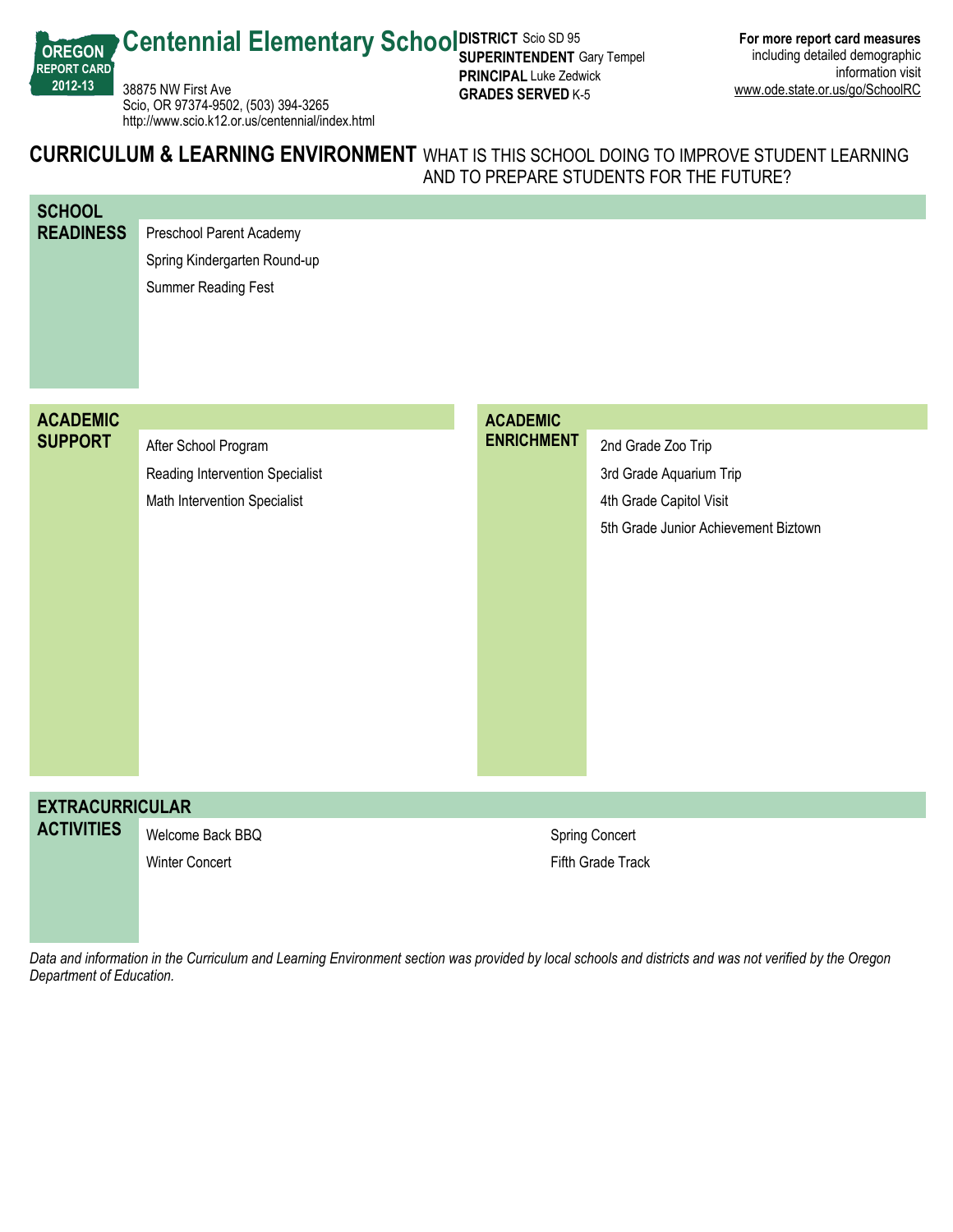**OREGON REPORT CARD 2012-13**

# Centennial Elementary School

38875 NW First Ave
Scio, OR 97374-9502, (503) 394-3265
http://www.scio.k12.or.us/centennial/index.html

**DISTRICT** Scio SD 95
**SUPERINTENDENT** Gary Tempel
**PRINCIPAL** Luke Zedwick
**GRADES SERVED** K-5

**For more report card measures** including detailed demographic information visit www.ode.state.or.us/go/SchoolRC

## CURRICULUM & LEARNING ENVIRONMENT

WHAT IS THIS SCHOOL DOING TO IMPROVE STUDENT LEARNING AND TO PREPARE STUDENTS FOR THE FUTURE?

### SCHOOL READINESS

- Preschool Parent Academy
- Spring Kindergarten Round-up
- Summer Reading Fest

### ACADEMIC SUPPORT

- After School Program
- Reading Intervention Specialist
- Math Intervention Specialist

### ACADEMIC ENRICHMENT

- 2nd Grade Zoo Trip
- 3rd Grade Aquarium Trip
- 4th Grade Capitol Visit
- 5th Grade Junior Achievement Biztown

### EXTRACURRICULAR ACTIVITIES

- Welcome Back BBQ
- Winter Concert
- Spring Concert
- Fifth Grade Track

*Data and information in the Curriculum and Learning Environment section was provided by local schools and districts and was not verified by the Oregon Department of Education.*